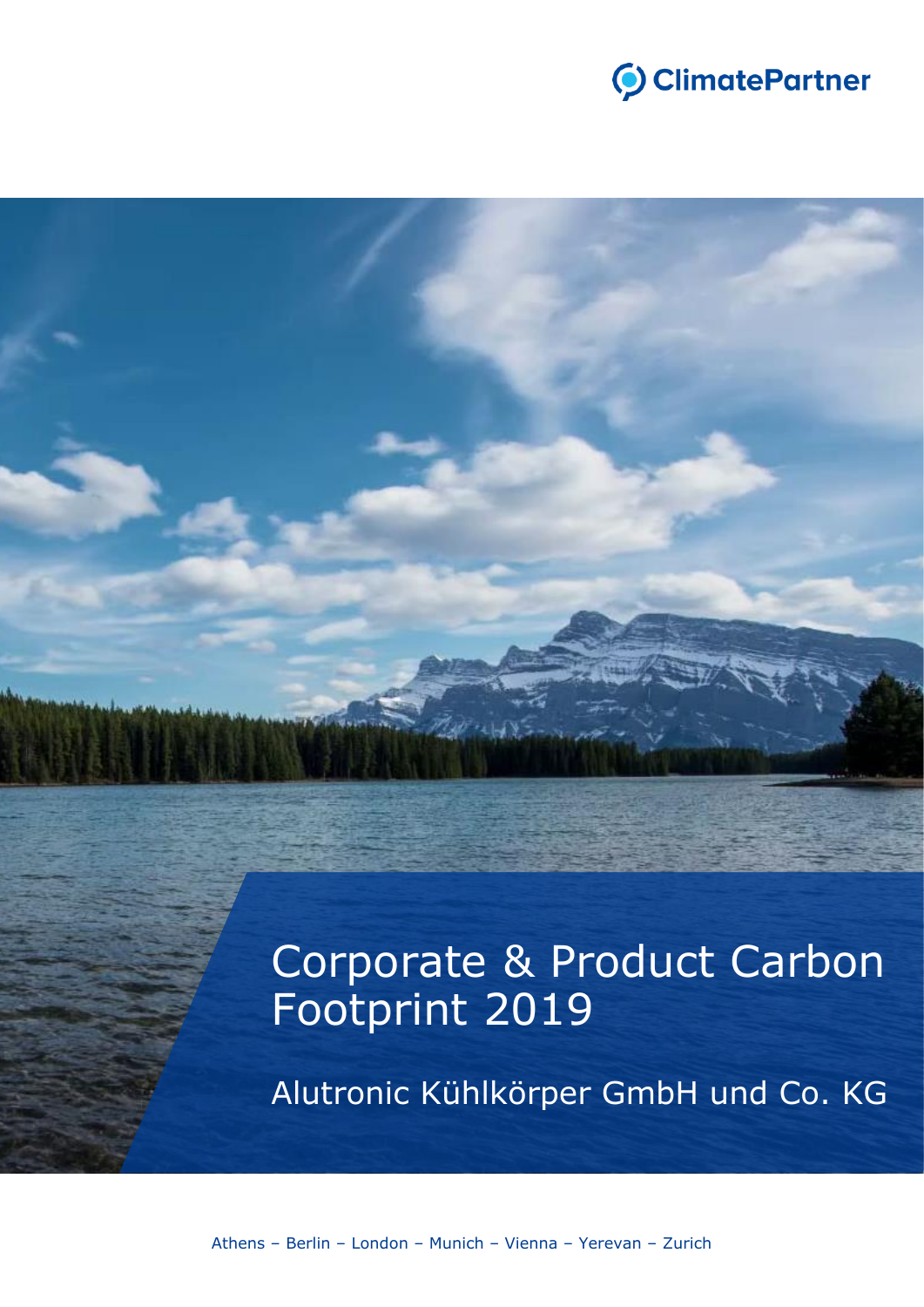ClimatePartner

# Corporate & Product Carbon Footprint 2019

## Alutronic Kühlkörper GmbH und Co. KG

Athens – Berlin – London – Munich – Vienna – Yerevan – Zurich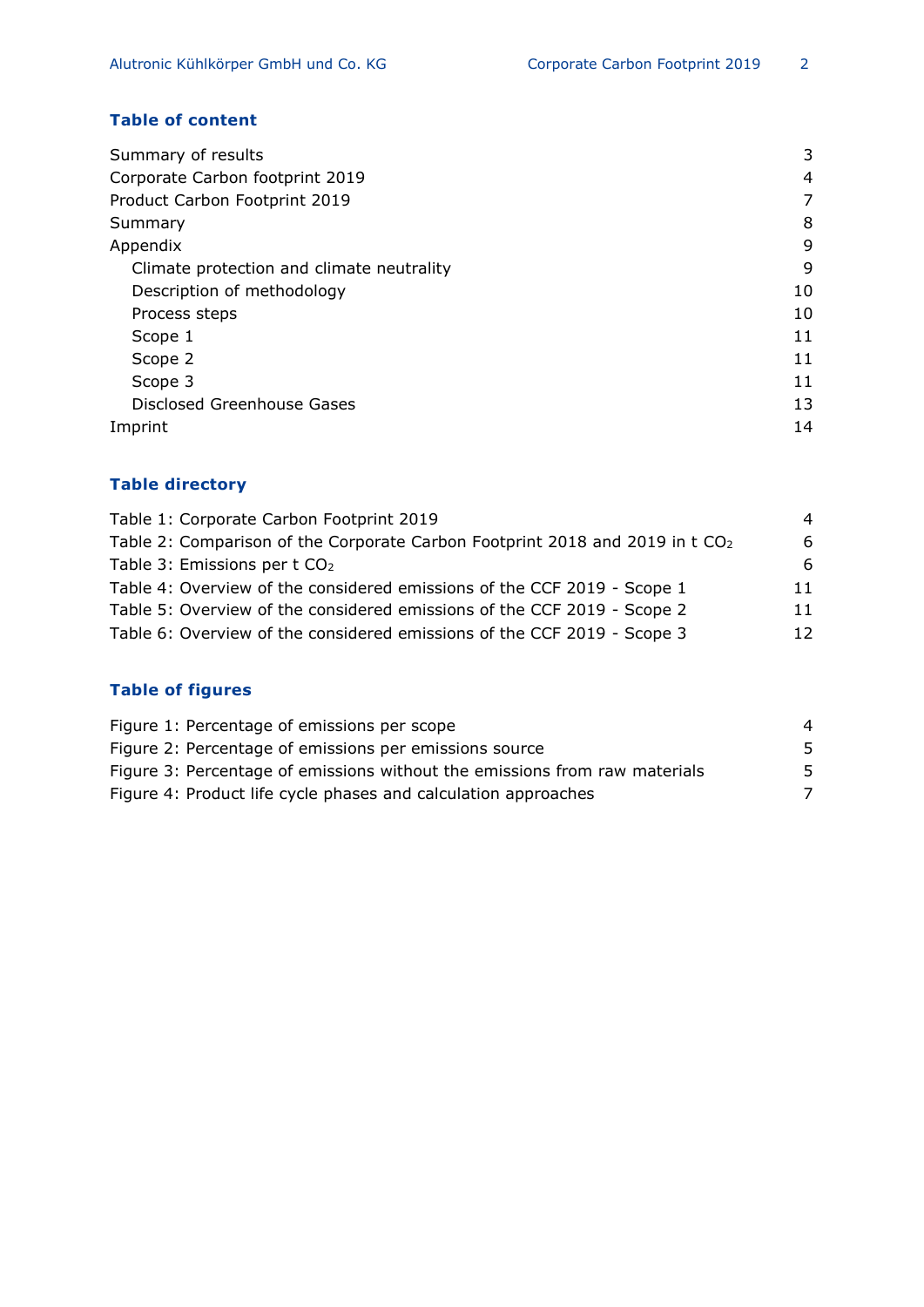## Table of content

| | |
|---|---|
| Summary of results | 3 |
| Corporate Carbon footprint 2019 | 4 |
| Product Carbon Footprint 2019 | 7 |
| Summary | 8 |
| Appendix | 9 |
| Climate protection and climate neutrality | 9 |
| Description of methodology | 10 |
| Process steps | 10 |
| Scope 1 | 11 |
| Scope 2 | 11 |
| Scope 3 | 11 |
| Disclosed Greenhouse Gases | 13 |
| Imprint | 14 |

## Table directory

| | |
|---|---|
| Table 1: Corporate Carbon Footprint 2019 | 4 |
| Table 2: Comparison of the Corporate Carbon Footprint 2018 and 2019 in t $CO_2$ | 6 |
| Table 3: Emissions per t $CO_2$ | 6 |
| Table 4: Overview of the considered emissions of the CCF 2019 - Scope 1 | 11 |
| Table 5: Overview of the considered emissions of the CCF 2019 - Scope 2 | 11 |
| Table 6: Overview of the considered emissions of the CCF 2019 - Scope 3 | 12 |

## Table of figures

| | |
|---|---|
| Figure 1: Percentage of emissions per scope | 4 |
| Figure 2: Percentage of emissions per emissions source | 5 |
| Figure 3: Percentage of emissions without the emissions from raw materials | 5 |
| Figure 4: Product life cycle phases and calculation approaches | 7 |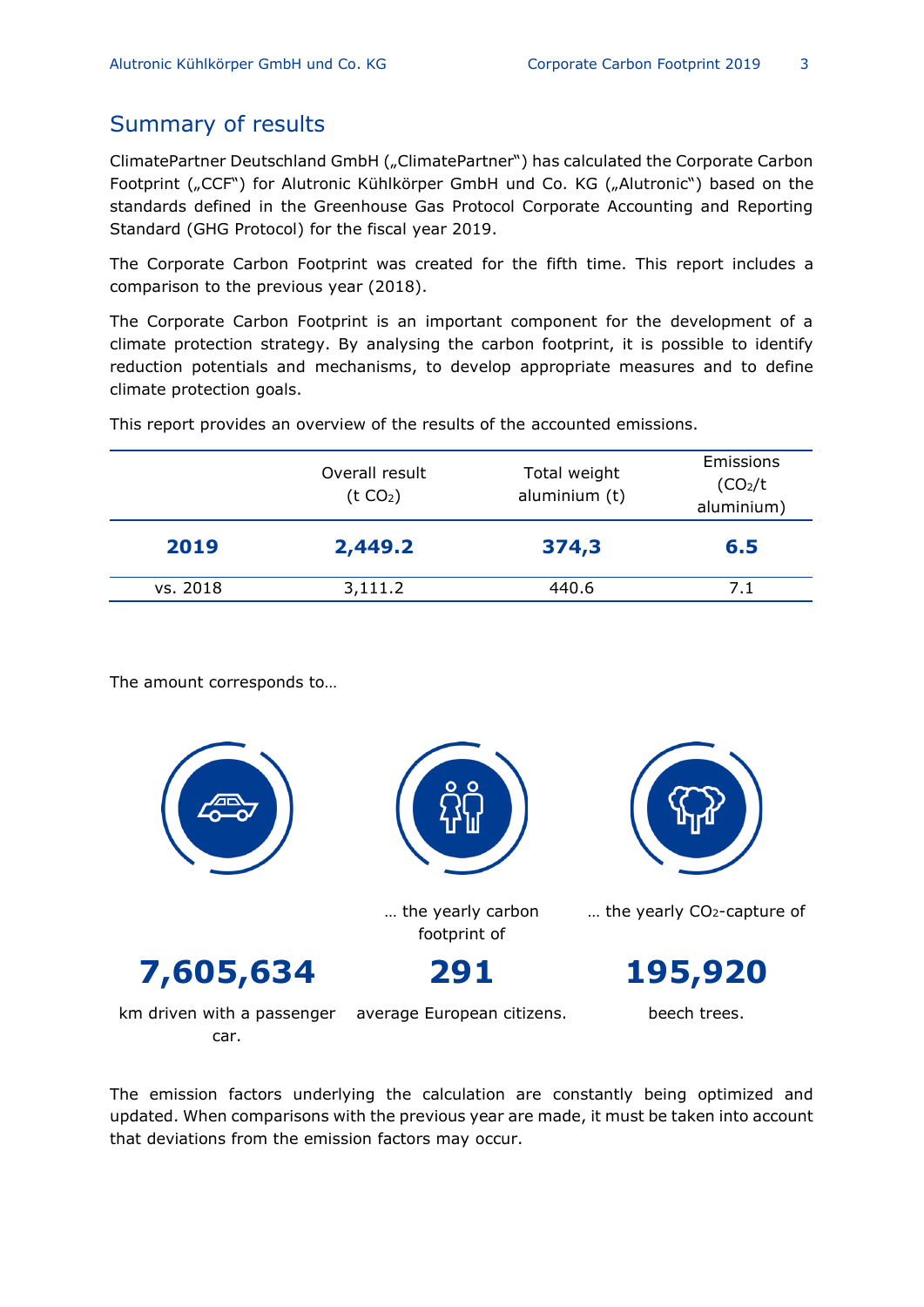## Summary of results

ClimatePartner Deutschland GmbH („ClimatePartner") has calculated the Corporate Carbon Footprint („CCF") for Alutronic Kühlkörper GmbH und Co. KG („Alutronic") based on the standards defined in the Greenhouse Gas Protocol Corporate Accounting and Reporting Standard (GHG Protocol) for the fiscal year 2019.

The Corporate Carbon Footprint was created for the fifth time. This report includes a comparison to the previous year (2018).

The Corporate Carbon Footprint is an important component for the development of a climate protection strategy. By analysing the carbon footprint, it is possible to identify reduction potentials and mechanisms, to develop appropriate measures and to define climate protection goals.

This report provides an overview of the results of the accounted emissions.

| | Overall result (t $CO_2$) | Total weight aluminium (t) | Emissions ($CO_2$/t aluminium) |
|---|---|---|---|
| **2019** | **2,449.2** | **374,3** | **6.5** |
| vs. 2018 | 3,111.2 | 440.6 | 7.1 |

The amount corresponds to…

**7,605,634**

km driven with a passenger car.

… the yearly carbon footprint of

**291**

average European citizens.

… the yearly $CO_2$-capture of

**195,920**

beech trees.

The emission factors underlying the calculation are constantly being optimized and updated. When comparisons with the previous year are made, it must be taken into account that deviations from the emission factors may occur.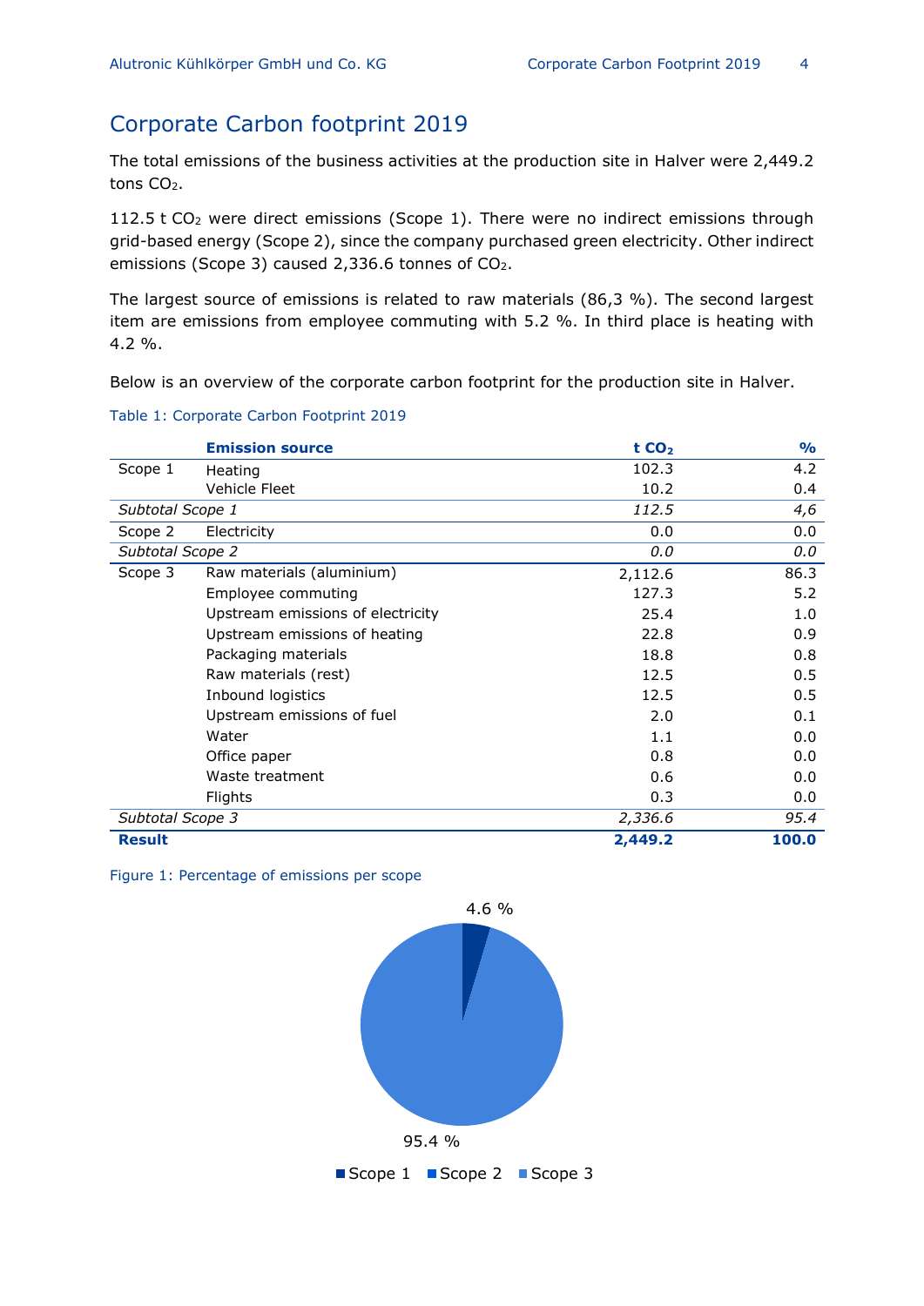# Corporate Carbon footprint 2019

The total emissions of the business activities at the production site in Halver were 2,449.2 tons $CO_2$.

112.5 t $CO_2$ were direct emissions (Scope 1). There were no indirect emissions through grid-based energy (Scope 2), since the company purchased green electricity. Other indirect emissions (Scope 3) caused 2,336.6 tonnes of $CO_2$.

The largest source of emissions is related to raw materials (86,3 %). The second largest item are emissions from employee commuting with 5.2 %. In third place is heating with 4.2 %.

Below is an overview of the corporate carbon footprint for the production site in Halver.

Table 1: Corporate Carbon Footprint 2019

| | **Emission source** | **t $CO_2$** | **%** |
|---|---|---|---|
| Scope 1 | Heating | 102.3 | 4.2 |
| | Vehicle Fleet | 10.2 | 0.4 |
| *Subtotal Scope 1* | | *112.5* | *4,6* |
| Scope 2 | Electricity | 0.0 | 0.0 |
| *Subtotal Scope 2* | | *0.0* | *0.0* |
| Scope 3 | Raw materials (aluminium) | 2,112.6 | 86.3 |
| | Employee commuting | 127.3 | 5.2 |
| | Upstream emissions of electricity | 25.4 | 1.0 |
| | Upstream emissions of heating | 22.8 | 0.9 |
| | Packaging materials | 18.8 | 0.8 |
| | Raw materials (rest) | 12.5 | 0.5 |
| | Inbound logistics | 12.5 | 0.5 |
| | Upstream emissions of fuel | 2.0 | 0.1 |
| | Water | 1.1 | 0.0 |
| | Office paper | 0.8 | 0.0 |
| | Waste treatment | 0.6 | 0.0 |
| | Flights | 0.3 | 0.0 |
| *Subtotal Scope 3* | | *2,336.6* | *95.4* |
| **Result** | | **2,449.2** | **100.0** |

Figure 1: Percentage of emissions per scope

4.6 %

95.4 %

Scope 1 Scope 2 Scope 3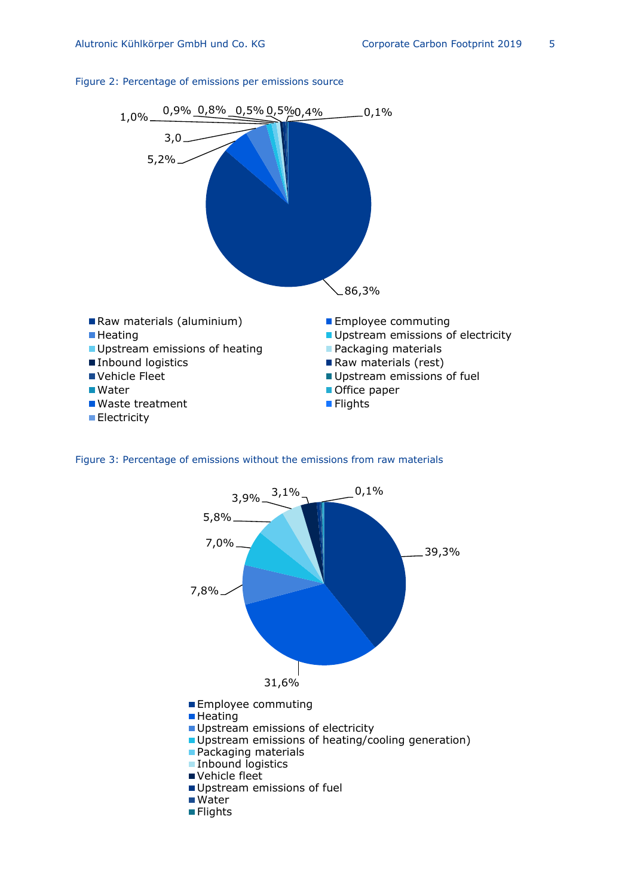Figure 2: Percentage of emissions per emissions source

86,3%
5,2%
3,0
1,0%
0,9%
0,8%
0,5%
0,5%
0,4%
0,1%

- Raw materials (aluminium)
- Employee commuting
- Heating
- Upstream emissions of electricity
- Upstream emissions of heating
- Packaging materials
- Inbound logistics
- Raw materials (rest)
- Vehicle Fleet
- Upstream emissions of fuel
- Water
- Office paper
- Waste treatment
- Flights
- Electricity

Figure 3: Percentage of emissions without the emissions from raw materials

39,3%
31,6%
7,8%
7,0%
5,8%
3,9%
3,1%
0,1%

- Employee commuting
- Heating
- Upstream emissions of electricity
- Upstream emissions of heating/cooling generation)
- Packaging materials
- Inbound logistics
- Vehicle fleet
- Upstream emissions of fuel
- Water
- Flights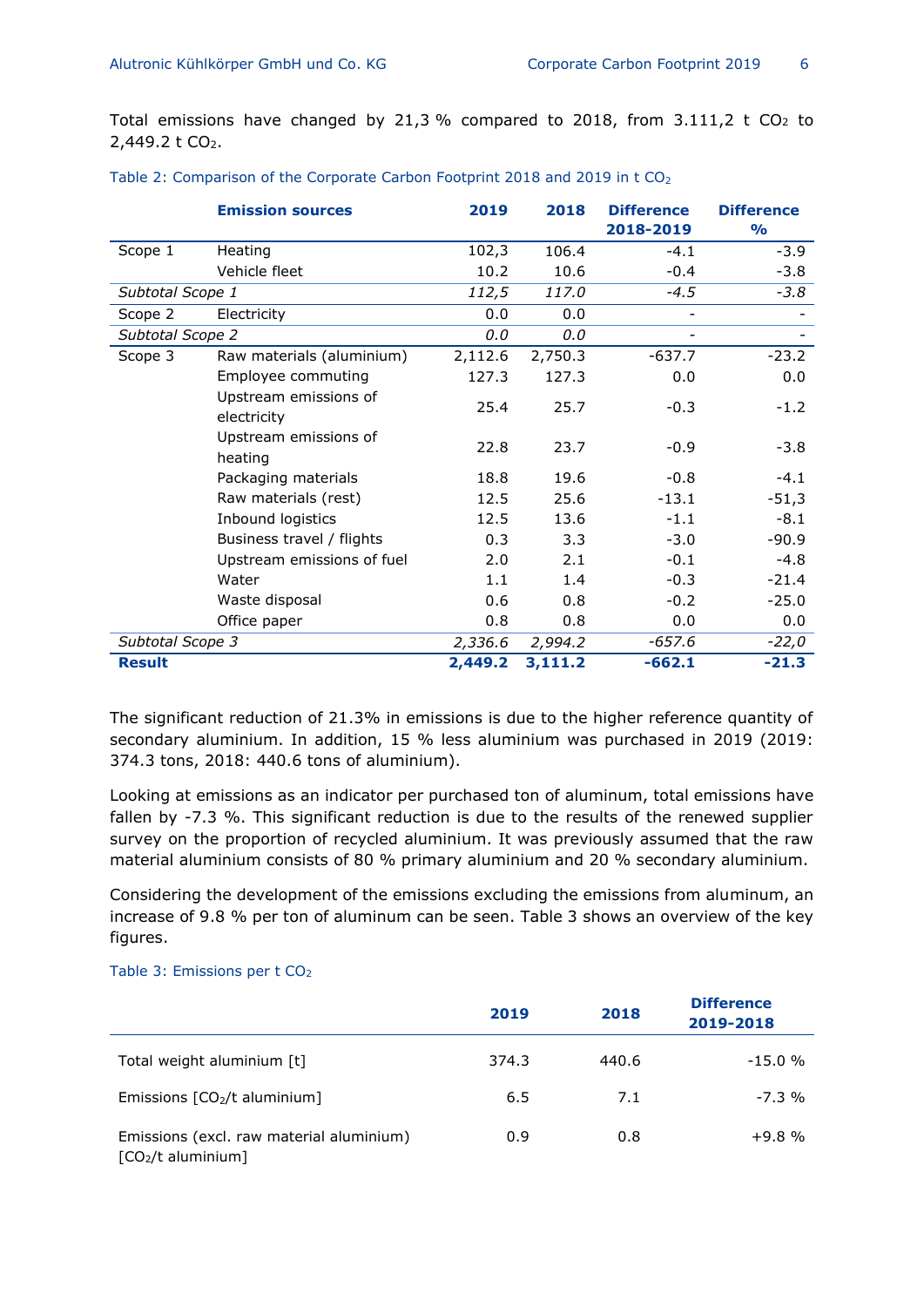Total emissions have changed by 21,3 % compared to 2018, from 3.111,2 t $CO_2$ to 2,449.2 t $CO_2$.

Table 2: Comparison of the Corporate Carbon Footprint 2018 and 2019 in t $CO_2$

| | Emission sources | 2019 | 2018 | Difference 2018-2019 | Difference % |
|---|---|---|---|---|---|
| Scope 1 | Heating | 102,3 | 106.4 | -4.1 | -3.9 |
| | Vehicle fleet | 10.2 | 10.6 | -0.4 | -3.8 |
| *Subtotal Scope 1* | | *112,5* | *117.0* | *-4.5* | *-3.8* |
| Scope 2 | Electricity | 0.0 | 0.0 | - | - |
| *Subtotal Scope 2* | | *0.0* | *0.0* | - | - |
| Scope 3 | Raw materials (aluminium) | 2,112.6 | 2,750.3 | -637.7 | -23.2 |
| | Employee commuting | 127.3 | 127.3 | 0.0 | 0.0 |
| | Upstream emissions of electricity | 25.4 | 25.7 | -0.3 | -1.2 |
| | Upstream emissions of heating | 22.8 | 23.7 | -0.9 | -3.8 |
| | Packaging materials | 18.8 | 19.6 | -0.8 | -4.1 |
| | Raw materials (rest) | 12.5 | 25.6 | -13.1 | -51,3 |
| | Inbound logistics | 12.5 | 13.6 | -1.1 | -8.1 |
| | Business travel / flights | 0.3 | 3.3 | -3.0 | -90.9 |
| | Upstream emissions of fuel | 2.0 | 2.1 | -0.1 | -4.8 |
| | Water | 1.1 | 1.4 | -0.3 | -21.4 |
| | Waste disposal | 0.6 | 0.8 | -0.2 | -25.0 |
| | Office paper | 0.8 | 0.8 | 0.0 | 0.0 |
| *Subtotal Scope 3* | | *2,336.6* | *2,994.2* | *-657.6* | *-22,0* |
| **Result** | | **2,449.2** | **3,111.2** | **-662.1** | **-21.3** |

The significant reduction of 21.3% in emissions is due to the higher reference quantity of secondary aluminium. In addition, 15 % less aluminium was purchased in 2019 (2019: 374.3 tons, 2018: 440.6 tons of aluminium).

Looking at emissions as an indicator per purchased ton of aluminum, total emissions have fallen by -7.3 %. This significant reduction is due to the results of the renewed supplier survey on the proportion of recycled aluminium. It was previously assumed that the raw material aluminium consists of 80 % primary aluminium and 20 % secondary aluminium.

Considering the development of the emissions excluding the emissions from aluminum, an increase of 9.8 % per ton of aluminum can be seen. Table 3 shows an overview of the key figures.

Table 3: Emissions per t $CO_2$

| | 2019 | 2018 | Difference 2019-2018 |
|---|---|---|---|
| Total weight aluminium [t] | 374.3 | 440.6 | -15.0 % |
| Emissions [$CO_2$/t aluminium] | 6.5 | 7.1 | -7.3 % |
| Emissions (excl. raw material aluminium) [$CO_2$/t aluminium] | 0.9 | 0.8 | +9.8 % |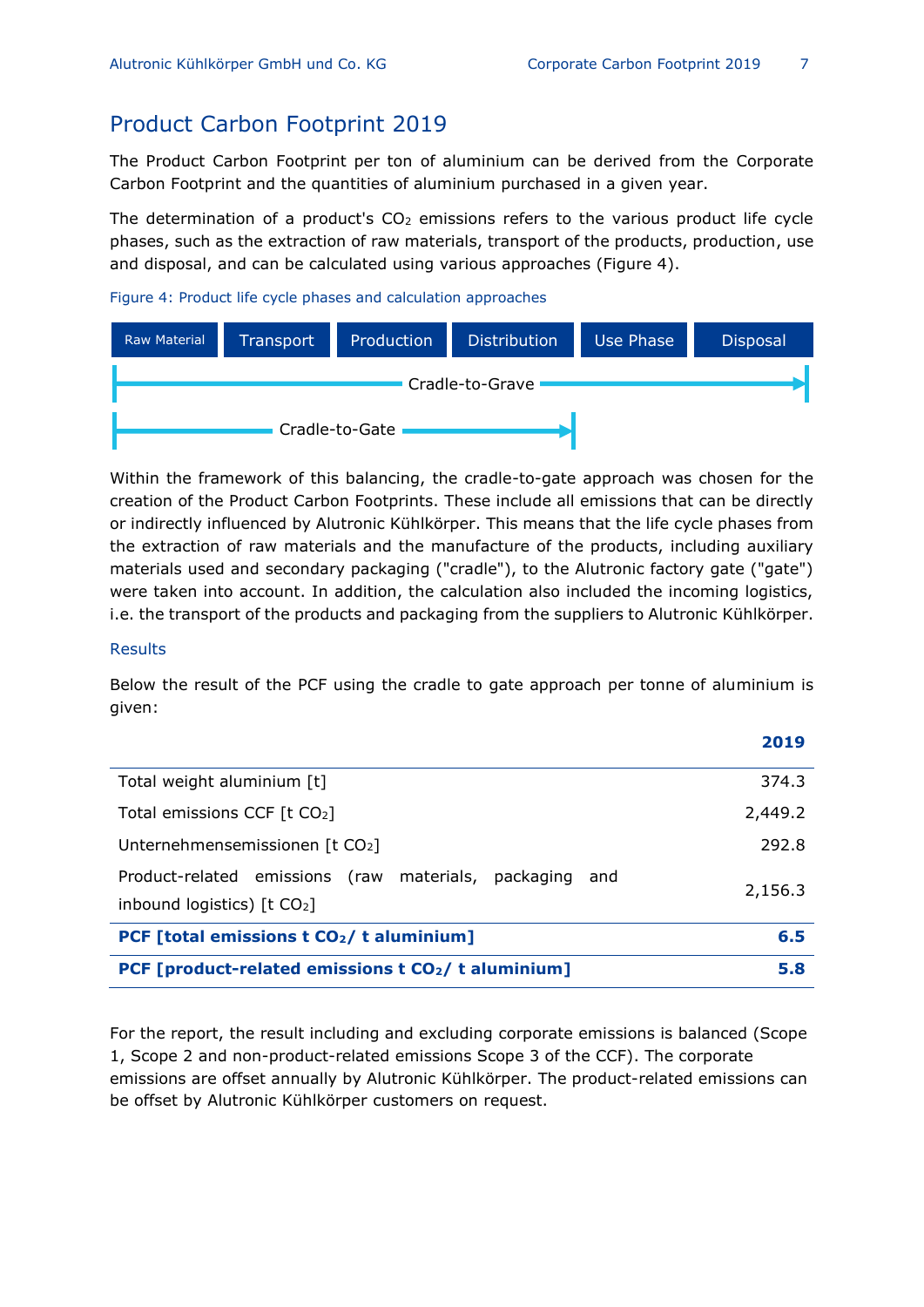# Product Carbon Footprint 2019

The Product Carbon Footprint per ton of aluminium can be derived from the Corporate Carbon Footprint and the quantities of aluminium purchased in a given year.

The determination of a product's $CO_2$ emissions refers to the various product life cycle phases, such as the extraction of raw materials, transport of the products, production, use and disposal, and can be calculated using various approaches (Figure 4).

Figure 4: Product life cycle phases and calculation approaches

| Raw Material | Transport | Production | Distribution | Use Phase | Disposal |
|---|---|---|---|---|---|
| Cradle-to-Grave | | | | | |
| Cradle-to-Gate | | | | | |

Within the framework of this balancing, the cradle-to-gate approach was chosen for the creation of the Product Carbon Footprints. These include all emissions that can be directly or indirectly influenced by Alutronic Kühlkörper. This means that the life cycle phases from the extraction of raw materials and the manufacture of the products, including auxiliary materials used and secondary packaging ("cradle"), to the Alutronic factory gate ("gate") were taken into account. In addition, the calculation also included the incoming logistics, i.e. the transport of the products and packaging from the suppliers to Alutronic Kühlkörper.

### Results

Below the result of the PCF using the cradle to gate approach per tonne of aluminium is given:

| | **2019** |
|---|---|
| Total weight aluminium [t] | 374.3 |
| Total emissions CCF [t $CO_2$] | 2,449.2 |
| Unternehmensemissionen [t $CO_2$] | 292.8 |
| Product-related emissions (raw materials, packaging and inbound logistics) [t $CO_2$] | 2,156.3 |
| **PCF [total emissions t $CO_2$/ t aluminium]** | **6.5** |
| **PCF [product-related emissions t $CO_2$/ t aluminium]** | **5.8** |

For the report, the result including and excluding corporate emissions is balanced (Scope 1, Scope 2 and non-product-related emissions Scope 3 of the CCF). The corporate emissions are offset annually by Alutronic Kühlkörper. The product-related emissions can be offset by Alutronic Kühlkörper customers on request.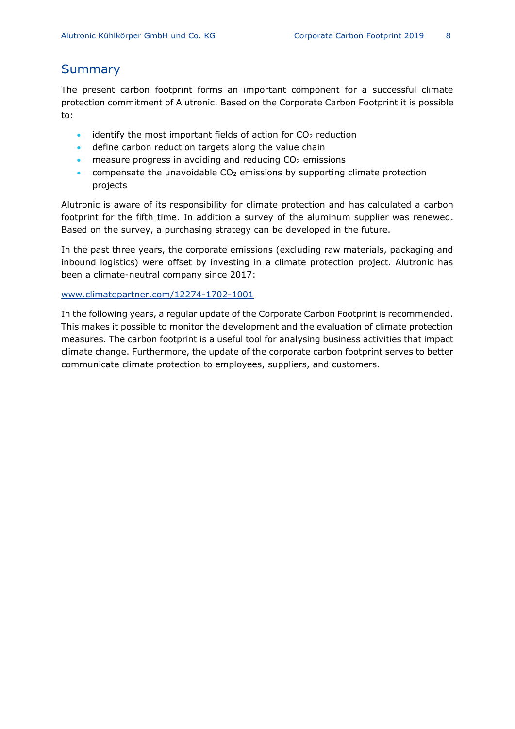## Summary

The present carbon footprint forms an important component for a successful climate protection commitment of Alutronic. Based on the Corporate Carbon Footprint it is possible to:

- identify the most important fields of action for $CO_2$ reduction
- define carbon reduction targets along the value chain
- measure progress in avoiding and reducing $CO_2$ emissions
- compensate the unavoidable $CO_2$ emissions by supporting climate protection projects

Alutronic is aware of its responsibility for climate protection and has calculated a carbon footprint for the fifth time. In addition a survey of the aluminum supplier was renewed. Based on the survey, a purchasing strategy can be developed in the future.

In the past three years, the corporate emissions (excluding raw materials, packaging and inbound logistics) were offset by investing in a climate protection project. Alutronic has been a climate-neutral company since 2017:

[www.climatepartner.com/12274-1702-1001](www.climatepartner.com/12274-1702-1001)

In the following years, a regular update of the Corporate Carbon Footprint is recommended. This makes it possible to monitor the development and the evaluation of climate protection measures. The carbon footprint is a useful tool for analysing business activities that impact climate change. Furthermore, the update of the corporate carbon footprint serves to better communicate climate protection to employees, suppliers, and customers.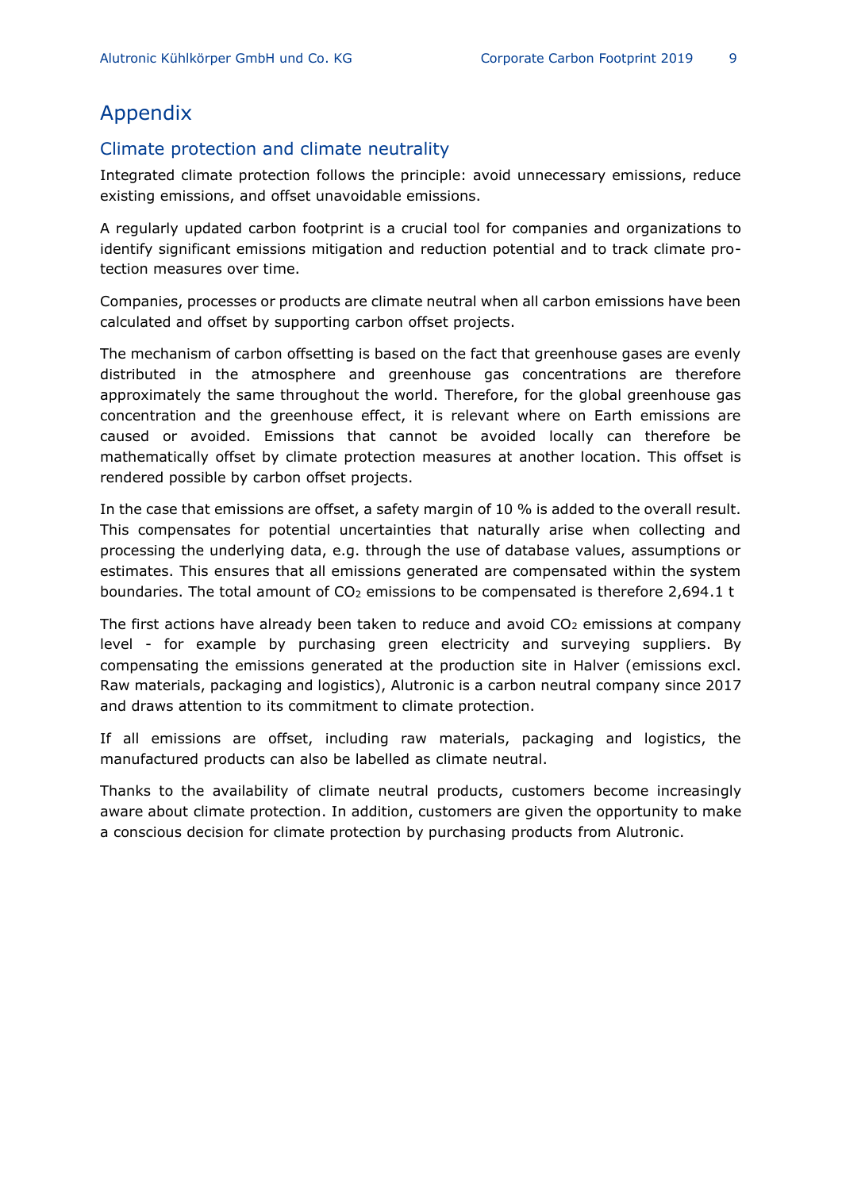# Appendix

## Climate protection and climate neutrality

Integrated climate protection follows the principle: avoid unnecessary emissions, reduce existing emissions, and offset unavoidable emissions.

A regularly updated carbon footprint is a crucial tool for companies and organizations to identify significant emissions mitigation and reduction potential and to track climate protection measures over time.

Companies, processes or products are climate neutral when all carbon emissions have been calculated and offset by supporting carbon offset projects.

The mechanism of carbon offsetting is based on the fact that greenhouse gases are evenly distributed in the atmosphere and greenhouse gas concentrations are therefore approximately the same throughout the world. Therefore, for the global greenhouse gas concentration and the greenhouse effect, it is relevant where on Earth emissions are caused or avoided. Emissions that cannot be avoided locally can therefore be mathematically offset by climate protection measures at another location. This offset is rendered possible by carbon offset projects.

In the case that emissions are offset, a safety margin of 10 % is added to the overall result. This compensates for potential uncertainties that naturally arise when collecting and processing the underlying data, e.g. through the use of database values, assumptions or estimates. This ensures that all emissions generated are compensated within the system boundaries. The total amount of $CO_2$ emissions to be compensated is therefore 2,694.1 t

The first actions have already been taken to reduce and avoid $CO_2$ emissions at company level - for example by purchasing green electricity and surveying suppliers. By compensating the emissions generated at the production site in Halver (emissions excl. Raw materials, packaging and logistics), Alutronic is a carbon neutral company since 2017 and draws attention to its commitment to climate protection.

If all emissions are offset, including raw materials, packaging and logistics, the manufactured products can also be labelled as climate neutral.

Thanks to the availability of climate neutral products, customers become increasingly aware about climate protection. In addition, customers are given the opportunity to make a conscious decision for climate protection by purchasing products from Alutronic.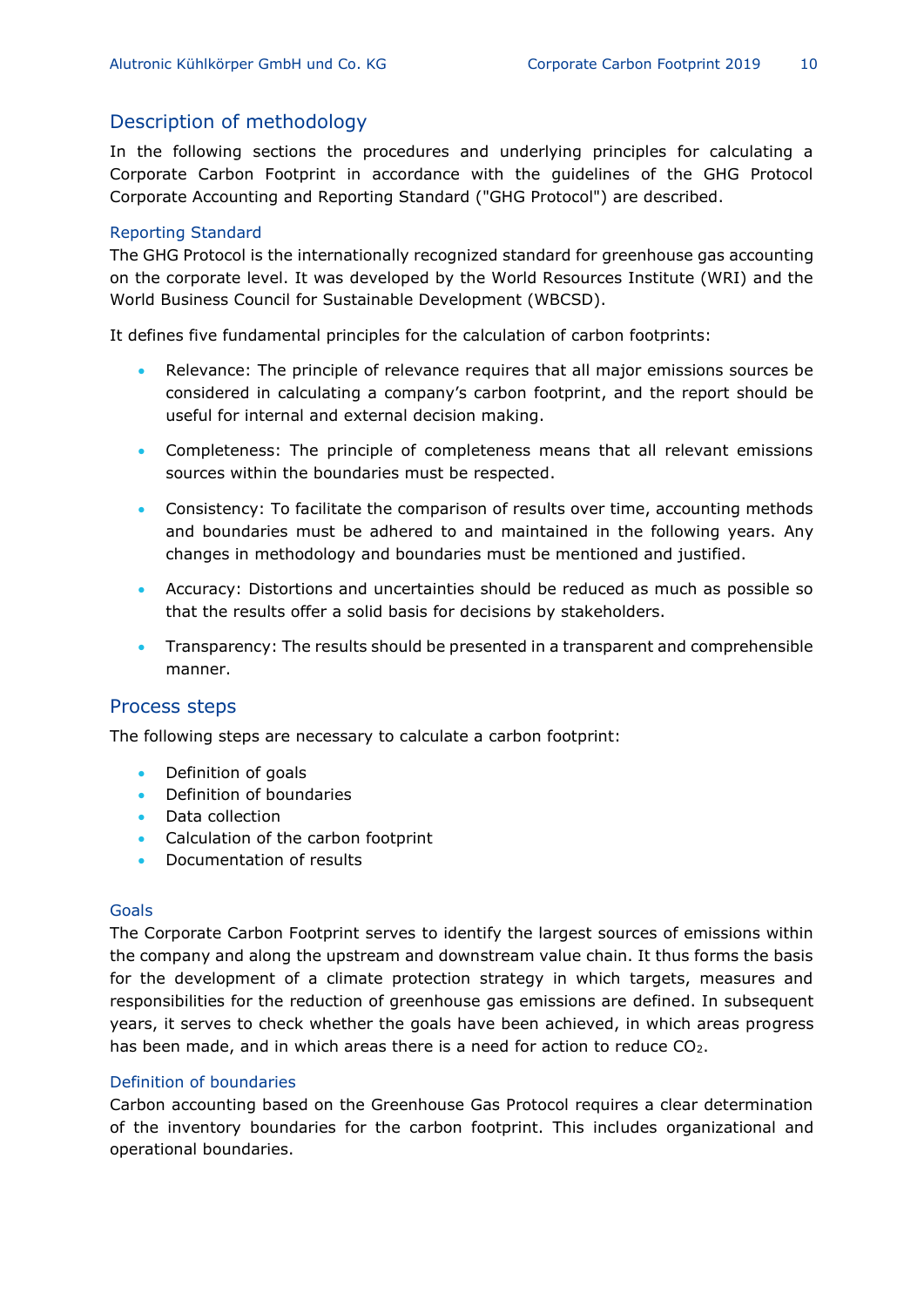## Description of methodology

In the following sections the procedures and underlying principles for calculating a Corporate Carbon Footprint in accordance with the guidelines of the GHG Protocol Corporate Accounting and Reporting Standard ("GHG Protocol") are described.

### Reporting Standard

The GHG Protocol is the internationally recognized standard for greenhouse gas accounting on the corporate level. It was developed by the World Resources Institute (WRI) and the World Business Council for Sustainable Development (WBCSD).

It defines five fundamental principles for the calculation of carbon footprints:

- Relevance: The principle of relevance requires that all major emissions sources be considered in calculating a company's carbon footprint, and the report should be useful for internal and external decision making.
- Completeness: The principle of completeness means that all relevant emissions sources within the boundaries must be respected.
- Consistency: To facilitate the comparison of results over time, accounting methods and boundaries must be adhered to and maintained in the following years. Any changes in methodology and boundaries must be mentioned and justified.
- Accuracy: Distortions and uncertainties should be reduced as much as possible so that the results offer a solid basis for decisions by stakeholders.
- Transparency: The results should be presented in a transparent and comprehensible manner.

## Process steps

The following steps are necessary to calculate a carbon footprint:

- Definition of goals
- Definition of boundaries
- Data collection
- Calculation of the carbon footprint
- Documentation of results

### Goals

The Corporate Carbon Footprint serves to identify the largest sources of emissions within the company and along the upstream and downstream value chain. It thus forms the basis for the development of a climate protection strategy in which targets, measures and responsibilities for the reduction of greenhouse gas emissions are defined. In subsequent years, it serves to check whether the goals have been achieved, in which areas progress has been made, and in which areas there is a need for action to reduce $CO_2$.

### Definition of boundaries

Carbon accounting based on the Greenhouse Gas Protocol requires a clear determination of the inventory boundaries for the carbon footprint. This includes organizational and operational boundaries.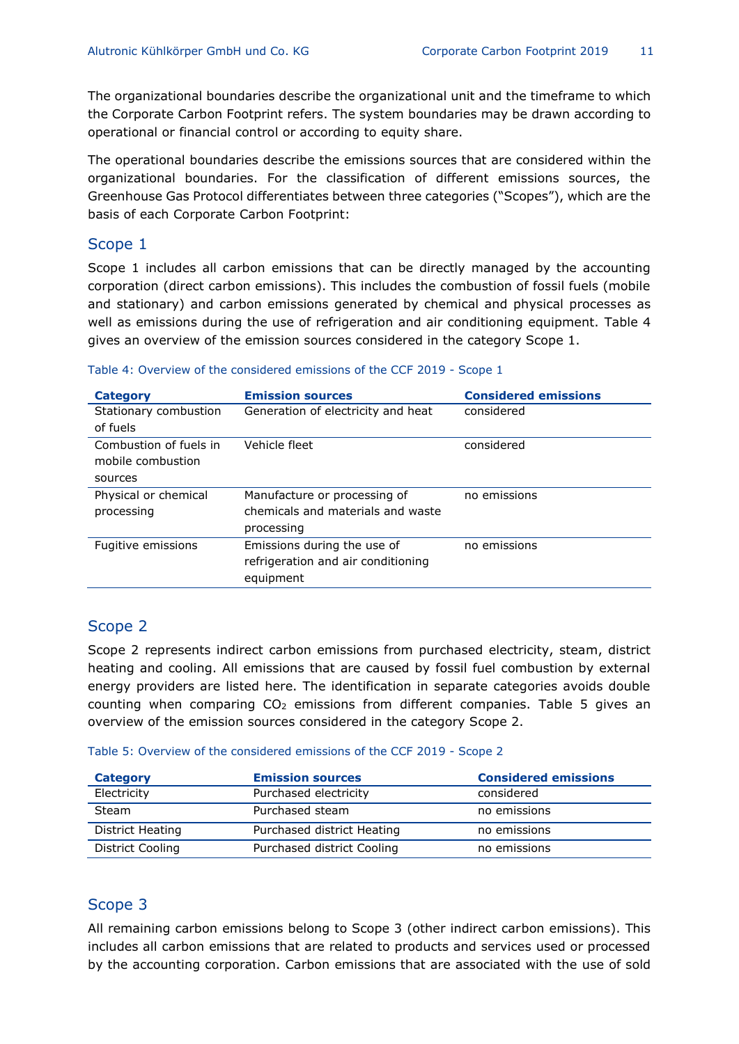The organizational boundaries describe the organizational unit and the timeframe to which the Corporate Carbon Footprint refers. The system boundaries may be drawn according to operational or financial control or according to equity share.

The operational boundaries describe the emissions sources that are considered within the organizational boundaries. For the classification of different emissions sources, the Greenhouse Gas Protocol differentiates between three categories ("Scopes"), which are the basis of each Corporate Carbon Footprint:

## Scope 1

Scope 1 includes all carbon emissions that can be directly managed by the accounting corporation (direct carbon emissions). This includes the combustion of fossil fuels (mobile and stationary) and carbon emissions generated by chemical and physical processes as well as emissions during the use of refrigeration and air conditioning equipment. Table 4 gives an overview of the emission sources considered in the category Scope 1.

Table 4: Overview of the considered emissions of the CCF 2019 - Scope 1

| Category | Emission sources | Considered emissions |
|---|---|---|
| Stationary combustion of fuels | Generation of electricity and heat | considered |
| Combustion of fuels in mobile combustion sources | Vehicle fleet | considered |
| Physical or chemical processing | Manufacture or processing of chemicals and materials and waste processing | no emissions |
| Fugitive emissions | Emissions during the use of refrigeration and air conditioning equipment | no emissions |

## Scope 2

Scope 2 represents indirect carbon emissions from purchased electricity, steam, district heating and cooling. All emissions that are caused by fossil fuel combustion by external energy providers are listed here. The identification in separate categories avoids double counting when comparing $CO_2$ emissions from different companies. Table 5 gives an overview of the emission sources considered in the category Scope 2.

Table 5: Overview of the considered emissions of the CCF 2019 - Scope 2

| Category | Emission sources | Considered emissions |
|---|---|---|
| Electricity | Purchased electricity | considered |
| Steam | Purchased steam | no emissions |
| District Heating | Purchased district Heating | no emissions |
| District Cooling | Purchased district Cooling | no emissions |

## Scope 3

All remaining carbon emissions belong to Scope 3 (other indirect carbon emissions). This includes all carbon emissions that are related to products and services used or processed by the accounting corporation. Carbon emissions that are associated with the use of sold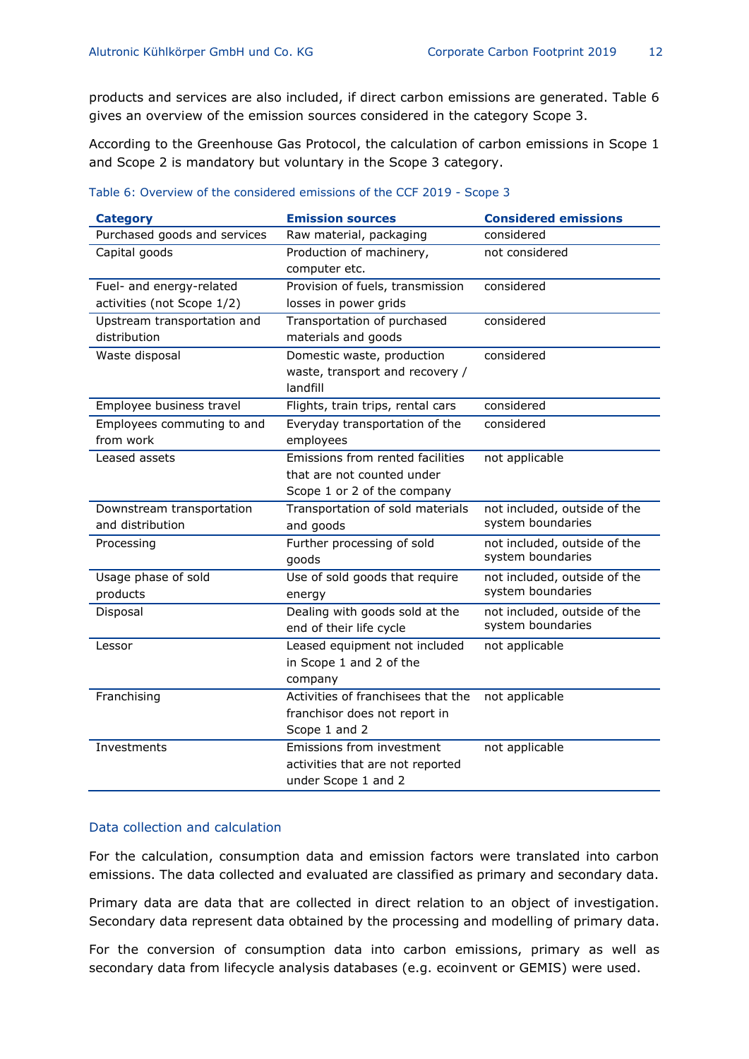products and services are also included, if direct carbon emissions are generated. Table 6 gives an overview of the emission sources considered in the category Scope 3.

According to the Greenhouse Gas Protocol, the calculation of carbon emissions in Scope 1 and Scope 2 is mandatory but voluntary in the Scope 3 category.

Table 6: Overview of the considered emissions of the CCF 2019 - Scope 3

| Category | Emission sources | Considered emissions |
|---|---|---|
| Purchased goods and services | Raw material, packaging | considered |
| Capital goods | Production of machinery, computer etc. | not considered |
| Fuel- and energy-related activities (not Scope 1/2) | Provision of fuels, transmission losses in power grids | considered |
| Upstream transportation and distribution | Transportation of purchased materials and goods | considered |
| Waste disposal | Domestic waste, production waste, transport and recovery / landfill | considered |
| Employee business travel | Flights, train trips, rental cars | considered |
| Employees commuting to and from work | Everyday transportation of the employees | considered |
| Leased assets | Emissions from rented facilities that are not counted under Scope 1 or 2 of the company | not applicable |
| Downstream transportation and distribution | Transportation of sold materials and goods | not included, outside of the system boundaries |
| Processing | Further processing of sold goods | not included, outside of the system boundaries |
| Usage phase of sold products | Use of sold goods that require energy | not included, outside of the system boundaries |
| Disposal | Dealing with goods sold at the end of their life cycle | not included, outside of the system boundaries |
| Lessor | Leased equipment not included in Scope 1 and 2 of the company | not applicable |
| Franchising | Activities of franchisees that the franchisor does not report in Scope 1 and 2 | not applicable |
| Investments | Emissions from investment activities that are not reported under Scope 1 and 2 | not applicable |

### Data collection and calculation

For the calculation, consumption data and emission factors were translated into carbon emissions. The data collected and evaluated are classified as primary and secondary data.

Primary data are data that are collected in direct relation to an object of investigation. Secondary data represent data obtained by the processing and modelling of primary data.

For the conversion of consumption data into carbon emissions, primary as well as secondary data from lifecycle analysis databases (e.g. ecoinvent or GEMIS) were used.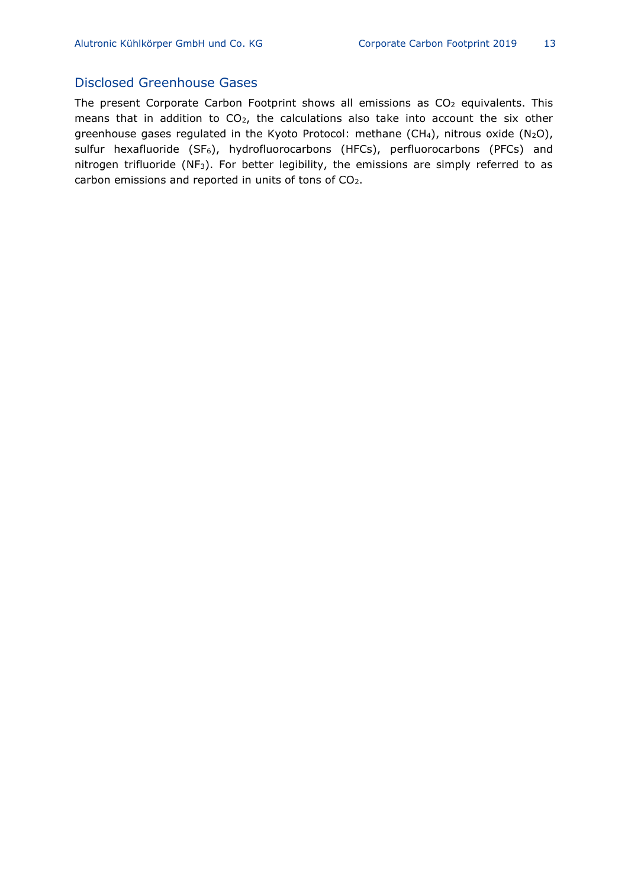## Disclosed Greenhouse Gases

The present Corporate Carbon Footprint shows all emissions as $CO_2$ equivalents. This means that in addition to $CO_2$, the calculations also take into account the six other greenhouse gases regulated in the Kyoto Protocol: methane ($CH_4$), nitrous oxide ($N_2O$), sulfur hexafluoride ($SF_6$), hydrofluorocarbons (HFCs), perfluorocarbons (PFCs) and nitrogen trifluoride ($NF_3$). For better legibility, the emissions are simply referred to as carbon emissions and reported in units of tons of $CO_2$.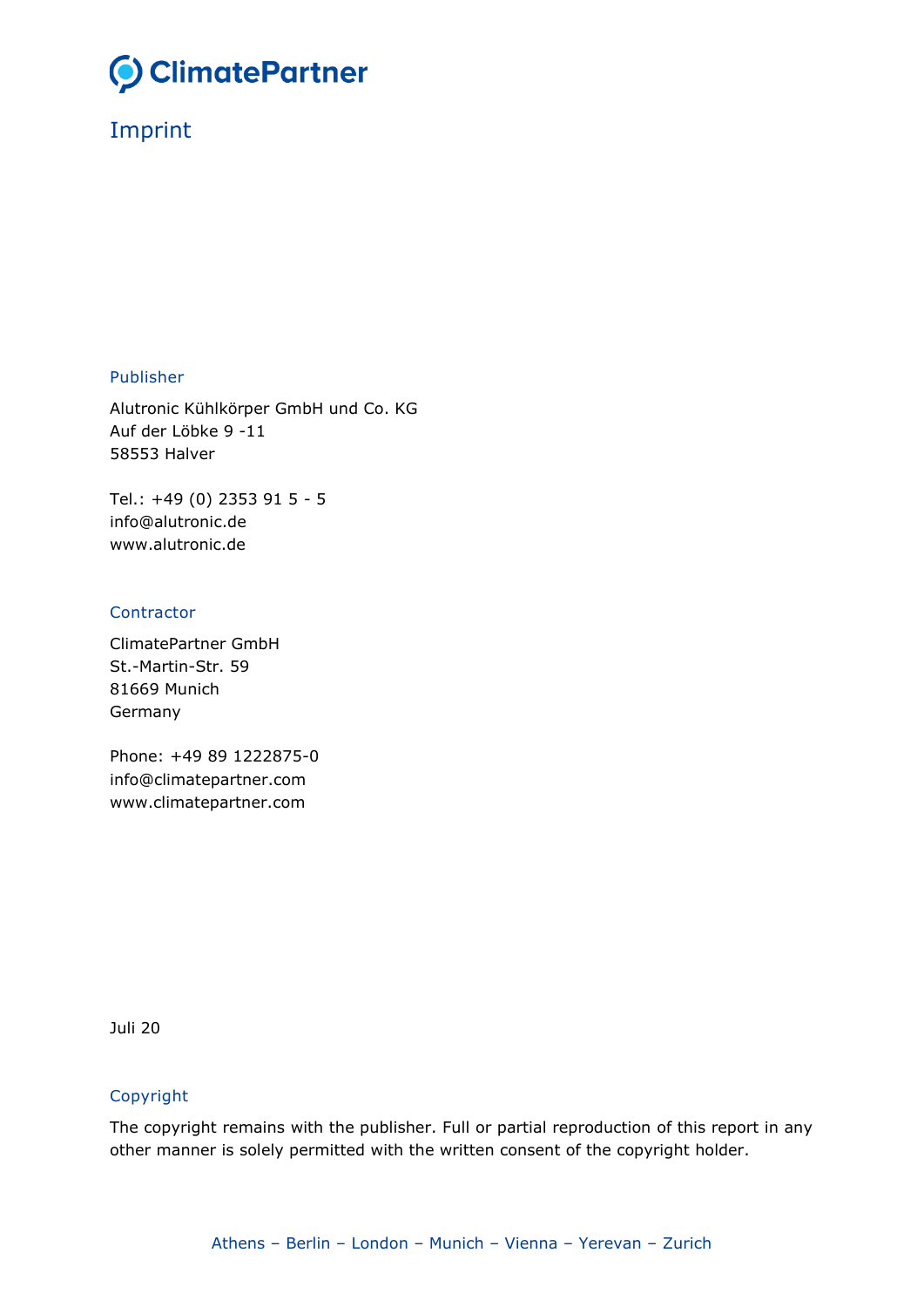ClimatePartner

# Imprint

## Publisher

Alutronic Kühlkörper GmbH und Co. KG
Auf der Löbke 9 -11
58553 Halver

Tel.: +49 (0) 2353 91 5 - 5
info@alutronic.de
www.alutronic.de

## Contractor

ClimatePartner GmbH
St.-Martin-Str. 59
81669 Munich
Germany

Phone: +49 89 1222875-0
info@climatepartner.com
www.climatepartner.com

Juli 20

## Copyright

The copyright remains with the publisher. Full or partial reproduction of this report in any other manner is solely permitted with the written consent of the copyright holder.

Athens – Berlin – London – Munich – Vienna – Yerevan – Zurich